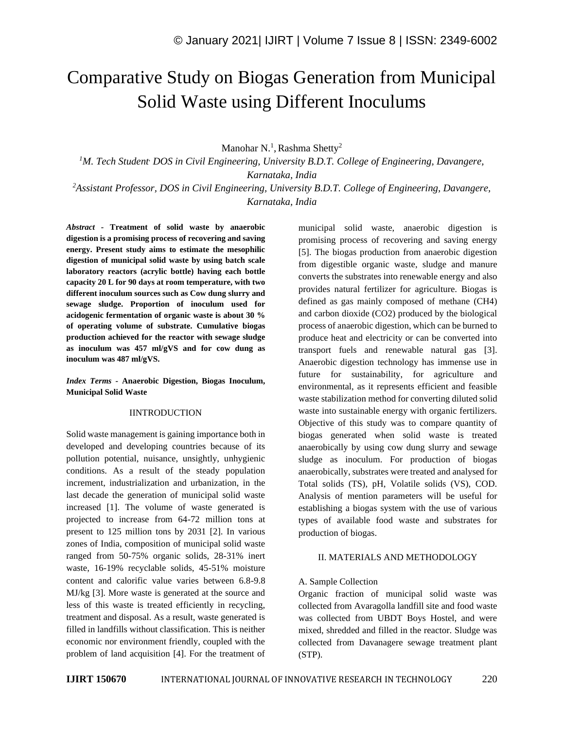# Comparative Study on Biogas Generation from Municipal Solid Waste using Different Inoculums

Manohar N.[1], Rashma Shetty[2]

[1]*M. Tech Student DOS in Civil Engineering, University B.D.T. College of Engineering, Davangere, Karnataka, India*

[2]*Assistant Professor, DOS in Civil Engineering, University B.D.T. College of Engineering, Davangere, Karnataka, India*

***Abstract* - Treatment of solid waste by anaerobic digestion is a promising process of recovering and saving energy. Present study aims to estimate the mesophilic digestion of municipal solid waste by using batch scale laboratory reactors (acrylic bottle) having each bottle capacity 20 L for 90 days at room temperature, with two different inoculum sources such as Cow dung slurry and sewage sludge. Proportion of inoculum used for acidogenic fermentation of organic waste is about 30 % of operating volume of substrate. Cumulative biogas production achieved for the reactor with sewage sludge as inoculum was 457 ml/gVS and for cow dung as inoculum was 487 ml/gVS.**

***Index Terms* - Anaerobic Digestion, Biogas Inoculum, Municipal Solid Waste**

## IINTRODUCTION

Solid waste management is gaining importance both in developed and developing countries because of its pollution potential, nuisance, unsightly, unhygienic conditions. As a result of the steady population increment, industrialization and urbanization, in the last decade the generation of municipal solid waste increased [1]. The volume of waste generated is projected to increase from 64-72 million tons at present to 125 million tons by 2031 [2]. In various zones of India, composition of municipal solid waste ranged from 50-75% organic solids, 28-31% inert waste, 16-19% recyclable solids, 45-51% moisture content and calorific value varies between 6.8-9.8 MJ/kg [3]. More waste is generated at the source and less of this waste is treated efficiently in recycling, treatment and disposal. As a result, waste generated is filled in landfills without classification. This is neither economic nor environment friendly, coupled with the problem of land acquisition [4]. For the treatment of municipal solid waste, anaerobic digestion is promising process of recovering and saving energy [5]. The biogas production from anaerobic digestion from digestible organic waste, sludge and manure converts the substrates into renewable energy and also provides natural fertilizer for agriculture. Biogas is defined as gas mainly composed of methane ($CH_4$) and carbon dioxide ($CO_2$) produced by the biological process of anaerobic digestion, which can be burned to produce heat and electricity or can be converted into transport fuels and renewable natural gas [3]. Anaerobic digestion technology has immense use in future for sustainability, for agriculture and environmental, as it represents efficient and feasible waste stabilization method for converting diluted solid waste into sustainable energy with organic fertilizers. Objective of this study was to compare quantity of biogas generated when solid waste is treated anaerobically by using cow dung slurry and sewage sludge as inoculum. For production of biogas anaerobically, substrates were treated and analysed for Total solids (TS), pH, Volatile solids (VS), COD. Analysis of mention parameters will be useful for establishing a biogas system with the use of various types of available food waste and substrates for production of biogas.

## II. MATERIALS AND METHODOLOGY

### A. Sample Collection

Organic fraction of municipal solid waste was collected from Avaragolla landfill site and food waste was collected from UBDT Boys Hostel, and were mixed, shredded and filled in the reactor. Sludge was collected from Davanagere sewage treatment plant (STP).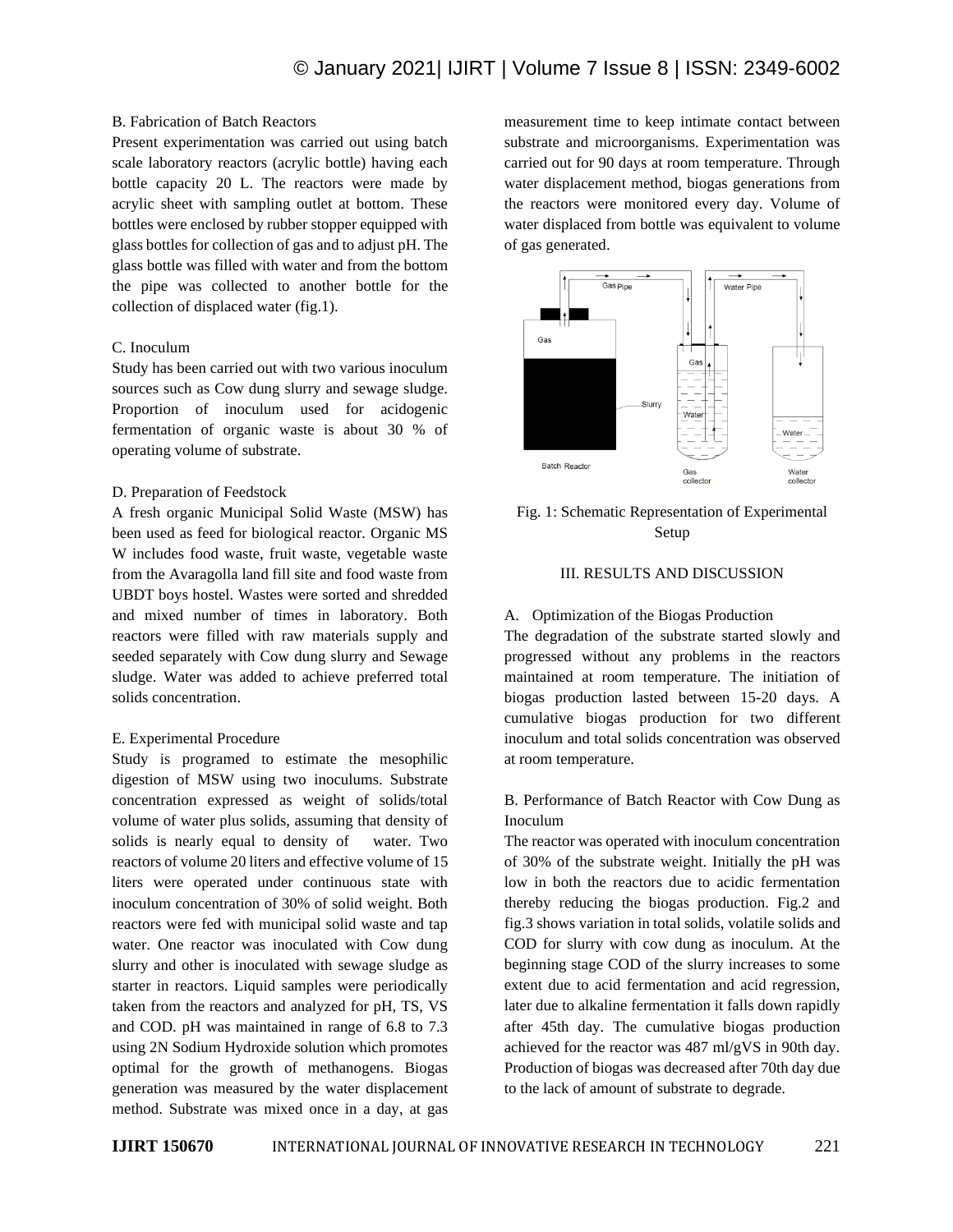B. Fabrication of Batch Reactors

Present experimentation was carried out using batch scale laboratory reactors (acrylic bottle) having each bottle capacity 20 L. The reactors were made by acrylic sheet with sampling outlet at bottom. These bottles were enclosed by rubber stopper equipped with glass bottles for collection of gas and to adjust pH. The glass bottle was filled with water and from the bottom the pipe was collected to another bottle for the collection of displaced water (fig.1).

C. Inoculum

Study has been carried out with two various inoculum sources such as Cow dung slurry and sewage sludge. Proportion of inoculum used for acidogenic fermentation of organic waste is about 30 % of operating volume of substrate.

D. Preparation of Feedstock

A fresh organic Municipal Solid Waste (MSW) has been used as feed for biological reactor. Organic MS W includes food waste, fruit waste, vegetable waste from the Avaragolla land fill site and food waste from UBDT boys hostel. Wastes were sorted and shredded and mixed number of times in laboratory. Both reactors were filled with raw materials supply and seeded separately with Cow dung slurry and Sewage sludge. Water was added to achieve preferred total solids concentration.

E. Experimental Procedure

Study is programed to estimate the mesophilic digestion of MSW using two inoculums. Substrate concentration expressed as weight of solids/total volume of water plus solids, assuming that density of solids is nearly equal to density of water. Two reactors of volume 20 liters and effective volume of 15 liters were operated under continuous state with inoculum concentration of 30% of solid weight. Both reactors were fed with municipal solid waste and tap water. One reactor was inoculated with Cow dung slurry and other is inoculated with sewage sludge as starter in reactors. Liquid samples were periodically taken from the reactors and analyzed for pH, TS, VS and COD. pH was maintained in range of 6.8 to 7.3 using 2N Sodium Hydroxide solution which promotes optimal for the growth of methanogens. Biogas generation was measured by the water displacement method. Substrate was mixed once in a day, at gas measurement time to keep intimate contact between substrate and microorganisms. Experimentation was carried out for 90 days at room temperature. Through water displacement method, biogas generations from the reactors were monitored every day. Volume of water displaced from bottle was equivalent to volume of gas generated.

Fig. 1: Schematic Representation of Experimental Setup

## III. RESULTS AND DISCUSSION

A. Optimization of the Biogas Production

The degradation of the substrate started slowly and progressed without any problems in the reactors maintained at room temperature. The initiation of biogas production lasted between 15-20 days. A cumulative biogas production for two different inoculum and total solids concentration was observed at room temperature.

B. Performance of Batch Reactor with Cow Dung as Inoculum

The reactor was operated with inoculum concentration of 30% of the substrate weight. Initially the pH was low in both the reactors due to acidic fermentation thereby reducing the biogas production. Fig.2 and fig.3 shows variation in total solids, volatile solids and COD for slurry with cow dung as inoculum. At the beginning stage COD of the slurry increases to some extent due to acid fermentation and acid regression, later due to alkaline fermentation it falls down rapidly after 45th day. The cumulative biogas production achieved for the reactor was 487 ml/gVS in 90th day. Production of biogas was decreased after 70th day due to the lack of amount of substrate to degrade.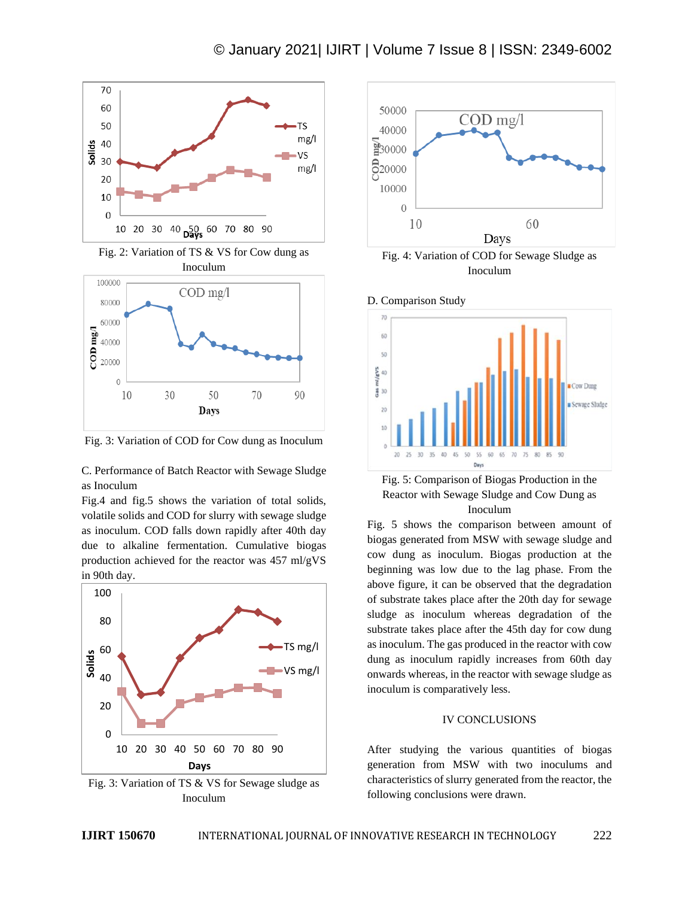Fig. 2: Variation of TS & VS for Cow dung as Inoculum

Fig. 3: Variation of COD for Cow dung as Inoculum

C. Performance of Batch Reactor with Sewage Sludge as Inoculum

Fig.4 and fig.5 shows the variation of total solids, volatile solids and COD for slurry with sewage sludge as inoculum. COD falls down rapidly after 40th day due to alkaline fermentation. Cumulative biogas production achieved for the reactor was 457 ml/gVS in 90th day.

Fig. 3: Variation of TS & VS for Sewage sludge as Inoculum

Fig. 4: Variation of COD for Sewage Sludge as Inoculum

D. Comparison Study

Fig. 5: Comparison of Biogas Production in the Reactor with Sewage Sludge and Cow Dung as Inoculum

Fig. 5 shows the comparison between amount of biogas generated from MSW with sewage sludge and cow dung as inoculum. Biogas production at the beginning was low due to the lag phase. From the above figure, it can be observed that the degradation of substrate takes place after the 20th day for sewage sludge as inoculum whereas degradation of the substrate takes place after the 45th day for cow dung as inoculum. The gas produced in the reactor with cow dung as inoculum rapidly increases from 60th day onwards whereas, in the reactor with sewage sludge as inoculum is comparatively less.

## IV CONCLUSIONS

After studying the various quantities of biogas generation from MSW with two inoculums and characteristics of slurry generated from the reactor, the following conclusions were drawn.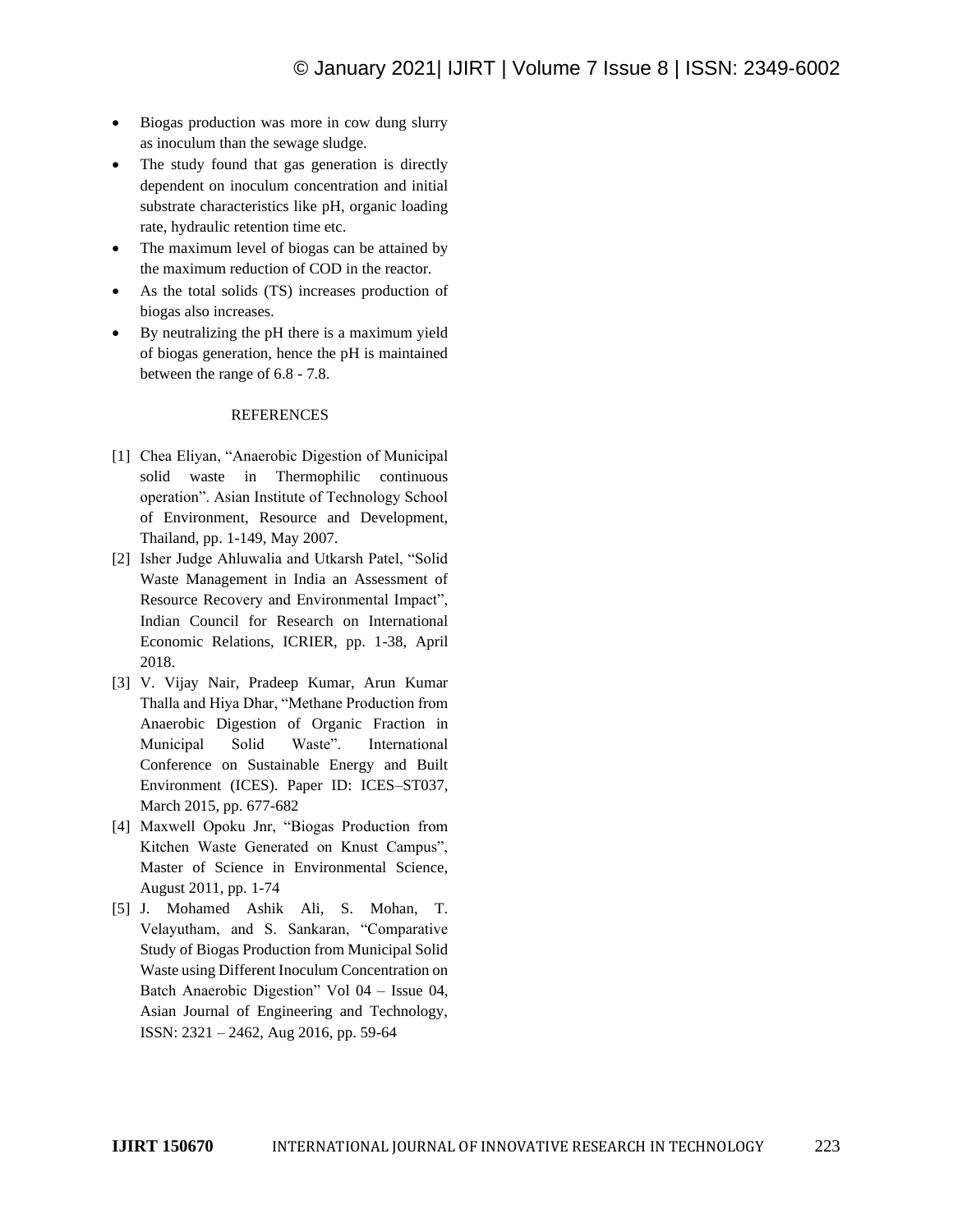- Biogas production was more in cow dung slurry as inoculum than the sewage sludge.
- The study found that gas generation is directly dependent on inoculum concentration and initial substrate characteristics like pH, organic loading rate, hydraulic retention time etc.
- The maximum level of biogas can be attained by the maximum reduction of COD in the reactor.
- As the total solids (TS) increases production of biogas also increases.
- By neutralizing the pH there is a maximum yield of biogas generation, hence the pH is maintained between the range of 6.8 - 7.8.

## REFERENCES

[1] Chea Eliyan, "Anaerobic Digestion of Municipal solid waste in Thermophilic continuous operation". Asian Institute of Technology School of Environment, Resource and Development, Thailand, pp. 1-149, May 2007.

[2] Isher Judge Ahluwalia and Utkarsh Patel, "Solid Waste Management in India an Assessment of Resource Recovery and Environmental Impact", Indian Council for Research on International Economic Relations, ICRIER, pp. 1-38, April 2018.

[3] V. Vijay Nair, Pradeep Kumar, Arun Kumar Thalla and Hiya Dhar, "Methane Production from Anaerobic Digestion of Organic Fraction in Municipal Solid Waste". International Conference on Sustainable Energy and Built Environment (ICES). Paper ID: ICES–ST037, March 2015, pp. 677-682

[4] Maxwell Opoku Jnr, "Biogas Production from Kitchen Waste Generated on Knust Campus", Master of Science in Environmental Science, August 2011, pp. 1-74

[5] J. Mohamed Ashik Ali, S. Mohan, T. Velayutham, and S. Sankaran, "Comparative Study of Biogas Production from Municipal Solid Waste using Different Inoculum Concentration on Batch Anaerobic Digestion" Vol 04 – Issue 04, Asian Journal of Engineering and Technology, ISSN: 2321 – 2462, Aug 2016, pp. 59-64